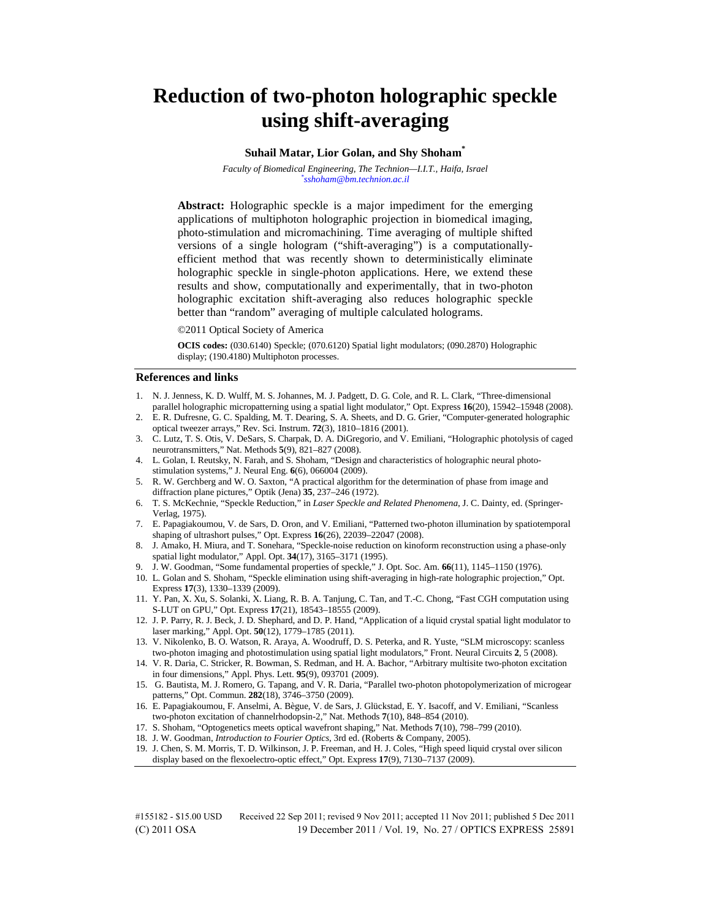# Reduction of two-photon holographic speckle using shift-averaging

**Suhail Matar, Lior Golan, and Shy Shoham[*]**

*Faculty of Biomedical Engineering, The Technion—I.I.T., Haifa, Israel*
*[*]sshoham@bm.technion.ac.il*

**Abstract:** Holographic speckle is a major impediment for the emerging applications of multiphoton holographic projection in biomedical imaging, photo-stimulation and micromachining. Time averaging of multiple shifted versions of a single hologram ("shift-averaging") is a computationally-efficient method that was recently shown to deterministically eliminate holographic speckle in single-photon applications. Here, we extend these results and show, computationally and experimentally, that in two-photon holographic excitation shift-averaging also reduces holographic speckle better than "random" averaging of multiple calculated holograms.

©2011 Optical Society of America

**OCIS codes:** (030.6140) Speckle; (070.6120) Spatial light modulators; (090.2870) Holographic display; (190.4180) Multiphoton processes.

## References and links

1. N. J. Jenness, K. D. Wulff, M. S. Johannes, M. J. Padgett, D. G. Cole, and R. L. Clark, "Three-dimensional parallel holographic micropatterning using a spatial light modulator," Opt. Express **16**(20), 15942–15948 (2008).
2. E. R. Dufresne, G. C. Spalding, M. T. Dearing, S. A. Sheets, and D. G. Grier, "Computer-generated holographic optical tweezer arrays," Rev. Sci. Instrum. **72**(3), 1810–1816 (2001).
3. C. Lutz, T. S. Otis, V. DeSars, S. Charpak, D. A. DiGregorio, and V. Emiliani, "Holographic photolysis of caged neurotransmitters," Nat. Methods **5**(9), 821–827 (2008).
4. L. Golan, I. Reutsky, N. Farah, and S. Shoham, "Design and characteristics of holographic neural photo-stimulation systems," J. Neural Eng. **6**(6), 066004 (2009).
5. R. W. Gerchberg and W. O. Saxton, "A practical algorithm for the determination of phase from image and diffraction plane pictures," Optik (Jena) **35**, 237–246 (1972).
6. T. S. McKechnie, "Speckle Reduction," in *Laser Speckle and Related Phenomena*, J. C. Dainty, ed. (Springer-Verlag, 1975).
7. E. Papagiakoumou, V. de Sars, D. Oron, and V. Emiliani, "Patterned two-photon illumination by spatiotemporal shaping of ultrashort pulses," Opt. Express **16**(26), 22039–22047 (2008).
8. J. Amako, H. Miura, and T. Sonehara, "Speckle-noise reduction on kinoform reconstruction using a phase-only spatial light modulator," Appl. Opt. **34**(17), 3165–3171 (1995).
9. J. W. Goodman, "Some fundamental properties of speckle," J. Opt. Soc. Am. **66**(11), 1145–1150 (1976).
10. L. Golan and S. Shoham, "Speckle elimination using shift-averaging in high-rate holographic projection," Opt. Express **17**(3), 1330–1339 (2009).
11. Y. Pan, X. Xu, S. Solanki, X. Liang, R. B. A. Tanjung, C. Tan, and T.-C. Chong, "Fast CGH computation using S-LUT on GPU," Opt. Express **17**(21), 18543–18555 (2009).
12. J. P. Parry, R. J. Beck, J. D. Shephard, and D. P. Hand, "Application of a liquid crystal spatial light modulator to laser marking," Appl. Opt. **50**(12), 1779–1785 (2011).
13. V. Nikolenko, B. O. Watson, R. Araya, A. Woodruff, D. S. Peterka, and R. Yuste, "SLM microscopy: scanless two-photon imaging and photostimulation using spatial light modulators," Front. Neural Circuits **2**, 5 (2008).
14. V. R. Daria, C. Stricker, R. Bowman, S. Redman, and H. A. Bachor, "Arbitrary multisite two-photon excitation in four dimensions," Appl. Phys. Lett. **95**(9), 093701 (2009).
15. G. Bautista, M. J. Romero, G. Tapang, and V. R. Daria, "Parallel two-photon photopolymerization of microgear patterns," Opt. Commun. **282**(18), 3746–3750 (2009).
16. E. Papagiakoumou, F. Anselmi, A. Bègue, V. de Sars, J. Glückstad, E. Y. Isacoff, and V. Emiliani, "Scanless two-photon excitation of channelrhodopsin-2," Nat. Methods **7**(10), 848–854 (2010).
17. S. Shoham, "Optogenetics meets optical wavefront shaping," Nat. Methods **7**(10), 798–799 (2010).
18. J. W. Goodman, *Introduction to Fourier Optics*, 3rd ed. (Roberts & Company, 2005).
19. J. Chen, S. M. Morris, T. D. Wilkinson, J. P. Freeman, and H. J. Coles, "High speed liquid crystal over silicon display based on the flexoelectro-optic effect," Opt. Express **17**(9), 7130–7137 (2009).

#155182 - $15.00 USD Received 22 Sep 2011; revised 9 Nov 2011; accepted 11 Nov 2011; published 5 Dec 2011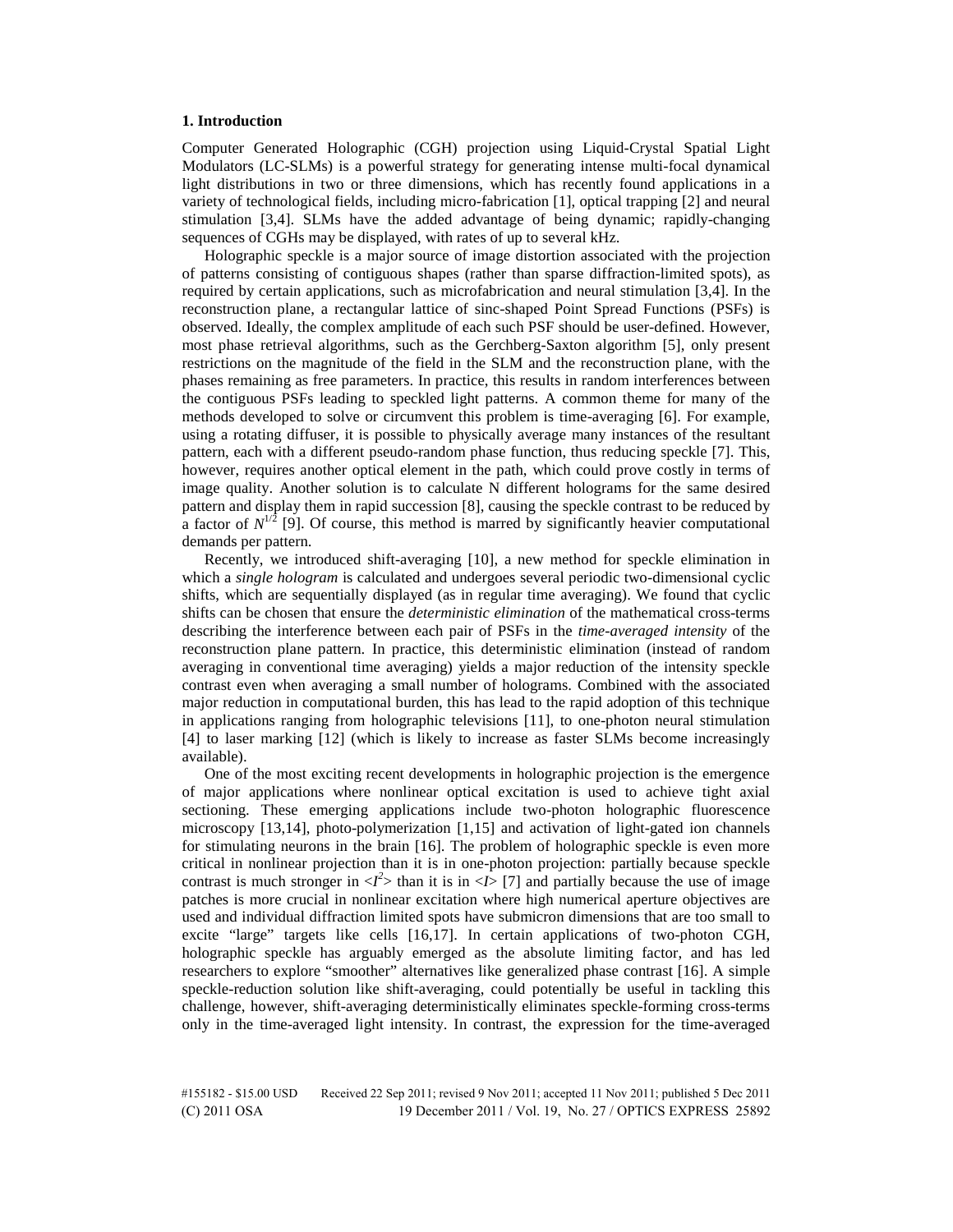## 1. Introduction

Computer Generated Holographic (CGH) projection using Liquid-Crystal Spatial Light Modulators (LC-SLMs) is a powerful strategy for generating intense multi-focal dynamical light distributions in two or three dimensions, which has recently found applications in a variety of technological fields, including micro-fabrication [1], optical trapping [2] and neural stimulation [3,4]. SLMs have the added advantage of being dynamic; rapidly-changing sequences of CGHs may be displayed, with rates of up to several kHz.

Holographic speckle is a major source of image distortion associated with the projection of patterns consisting of contiguous shapes (rather than sparse diffraction-limited spots), as required by certain applications, such as microfabrication and neural stimulation [3,4]. In the reconstruction plane, a rectangular lattice of sinc-shaped Point Spread Functions (PSFs) is observed. Ideally, the complex amplitude of each such PSF should be user-defined. However, most phase retrieval algorithms, such as the Gerchberg-Saxton algorithm [5], only present restrictions on the magnitude of the field in the SLM and the reconstruction plane, with the phases remaining as free parameters. In practice, this results in random interferences between the contiguous PSFs leading to speckled light patterns. A common theme for many of the methods developed to solve or circumvent this problem is time-averaging [6]. For example, using a rotating diffuser, it is possible to physically average many instances of the resultant pattern, each with a different pseudo-random phase function, thus reducing speckle [7]. This, however, requires another optical element in the path, which could prove costly in terms of image quality. Another solution is to calculate N different holograms for the same desired pattern and display them in rapid succession [8], causing the speckle contrast to be reduced by a factor of $N^{1/2}$ [9]. Of course, this method is marred by significantly heavier computational demands per pattern.

Recently, we introduced shift-averaging [10], a new method for speckle elimination in which a *single hologram* is calculated and undergoes several periodic two-dimensional cyclic shifts, which are sequentially displayed (as in regular time averaging). We found that cyclic shifts can be chosen that ensure the *deterministic elimination* of the mathematical cross-terms describing the interference between each pair of PSFs in the *time-averaged intensity* of the reconstruction plane pattern. In practice, this deterministic elimination (instead of random averaging in conventional time averaging) yields a major reduction of the intensity speckle contrast even when averaging a small number of holograms. Combined with the associated major reduction in computational burden, this has lead to the rapid adoption of this technique in applications ranging from holographic televisions [11], to one-photon neural stimulation [4] to laser marking [12] (which is likely to increase as faster SLMs become increasingly available).

One of the most exciting recent developments in holographic projection is the emergence of major applications where nonlinear optical excitation is used to achieve tight axial sectioning. These emerging applications include two-photon holographic fluorescence microscopy [13,14], photo-polymerization [1,15] and activation of light-gated ion channels for stimulating neurons in the brain [16]. The problem of holographic speckle is even more critical in nonlinear projection than it is in one-photon projection: partially because speckle contrast is much stronger in $\langle I^2 \rangle$ than it is in $\langle I \rangle$ [7] and partially because the use of image patches is more crucial in nonlinear excitation where high numerical aperture objectives are used and individual diffraction limited spots have submicron dimensions that are too small to excite "large" targets like cells [16,17]. In certain applications of two-photon CGH, holographic speckle has arguably emerged as the absolute limiting factor, and has led researchers to explore "smoother" alternatives like generalized phase contrast [16]. A simple speckle-reduction solution like shift-averaging, could potentially be useful in tackling this challenge, however, shift-averaging deterministically eliminates speckle-forming cross-terms only in the time-averaged light intensity. In contrast, the expression for the time-averaged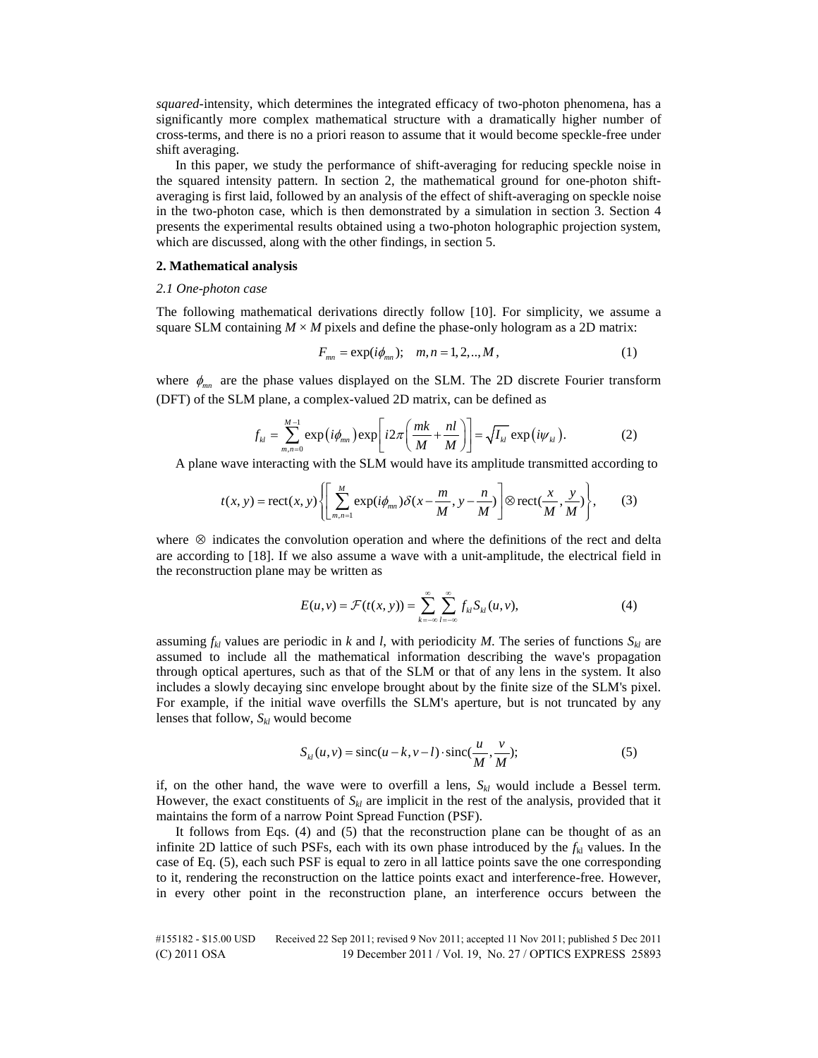*squared*-intensity, which determines the integrated efficacy of two-photon phenomena, has a significantly more complex mathematical structure with a dramatically higher number of cross-terms, and there is no a priori reason to assume that it would become speckle-free under shift averaging.

In this paper, we study the performance of shift-averaging for reducing speckle noise in the squared intensity pattern. In section 2, the mathematical ground for one-photon shift-averaging is first laid, followed by an analysis of the effect of shift-averaging on speckle noise in the two-photon case, which is then demonstrated by a simulation in section 3. Section 4 presents the experimental results obtained using a two-photon holographic projection system, which are discussed, along with the other findings, in section 5.

## 2. Mathematical analysis

### *2.1 One-photon case*

The following mathematical derivations directly follow [10]. For simplicity, we assume a square SLM containing $M \times M$ pixels and define the phase-only hologram as a 2D matrix:

$$F_{mn} = \exp(i\phi_{mn}); \quad m,n = 1,2,..,M, \tag{1}$$

where $\phi_{mn}$ are the phase values displayed on the SLM. The 2D discrete Fourier transform (DFT) of the SLM plane, a complex-valued 2D matrix, can be defined as

$$f_{kl} = \sum_{m,n=0}^{M-1} \exp\left(i\phi_{mn}\right) \exp\left[i2\pi\left(\frac{mk}{M} + \frac{nl}{M}\right)\right] = \sqrt{I_{kl}} \exp\left(i\psi_{kl}\right). \tag{2}$$

A plane wave interacting with the SLM would have its amplitude transmitted according to

$$t(x,y) = \mathrm{rect}(x,y)\left\{\left[\sum_{m,n=1}^{M} \exp(i\phi_{mn})\delta(x-\frac{m}{M}, y-\frac{n}{M})\right] \otimes \mathrm{rect}(\frac{x}{M},\frac{y}{M})\right\}, \tag{3}$$

where $\otimes$ indicates the convolution operation and where the definitions of the rect and delta are according to [18]. If we also assume a wave with a unit-amplitude, the electrical field in the reconstruction plane may be written as

$$E(u,v) = \mathcal{F}(t(x,y)) = \sum_{k=-\infty}^{\infty} \sum_{l=-\infty}^{\infty} f_{kl} S_{kl}(u,v), \tag{4}$$

assuming $f_{kl}$ values are periodic in $k$ and $l$, with periodicity $M$. The series of functions $S_{kl}$ are assumed to include all the mathematical information describing the wave's propagation through optical apertures, such as that of the SLM or that of any lens in the system. It also includes a slowly decaying sinc envelope brought about by the finite size of the SLM's pixel. For example, if the initial wave overfills the SLM's aperture, but is not truncated by any lenses that follow, $S_{kl}$ would become

$$S_{kl}(u,v) = \mathrm{sinc}(u-k, v-l) \cdot \mathrm{sinc}(\frac{u}{M}, \frac{v}{M}); \tag{5}$$

if, on the other hand, the wave were to overfill a lens, $S_{kl}$ would include a Bessel term. However, the exact constituents of $S_{kl}$ are implicit in the rest of the analysis, provided that it maintains the form of a narrow Point Spread Function (PSF).

It follows from Eqs. (4) and (5) that the reconstruction plane can be thought of as an infinite 2D lattice of such PSFs, each with its own phase introduced by the $f_{kl}$ values. In the case of Eq. (5), each such PSF is equal to zero in all lattice points save the one corresponding to it, rendering the reconstruction on the lattice points exact and interference-free. However, in every other point in the reconstruction plane, an interference occurs between the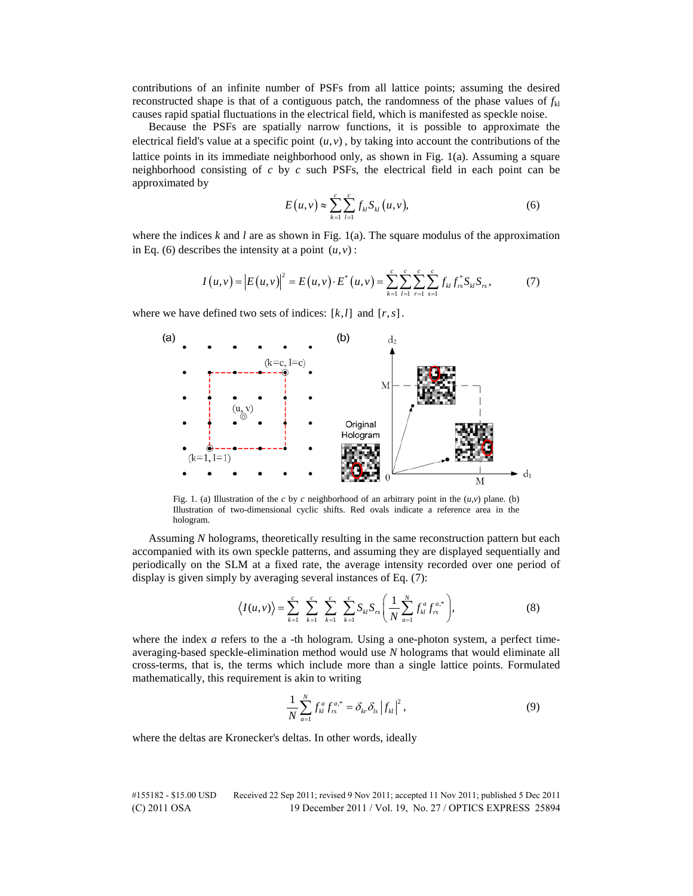contributions of an infinite number of PSFs from all lattice points; assuming the desired reconstructed shape is that of a contiguous patch, the randomness of the phase values of $f_{kl}$ causes rapid spatial fluctuations in the electrical field, which is manifested as speckle noise.

Because the PSFs are spatially narrow functions, it is possible to approximate the electrical field's value at a specific point $(u,v)$, by taking into account the contributions of the lattice points in its immediate neighborhood only, as shown in Fig. 1(a). Assuming a square neighborhood consisting of $c$ by $c$ such PSFs, the electrical field in each point can be approximated by

$$E(u,v) \approx \sum_{k=1}^{c} \sum_{l=1}^{c} f_{kl} S_{kl}(u,v), \tag{6}$$

where the indices $k$ and $l$ are as shown in Fig. 1(a). The square modulus of the approximation in Eq. (6) describes the intensity at a point $(u,v)$:

$$I(u,v) = \left|E(u,v)\right|^2 = E(u,v)\cdot E^*(u,v) = \sum_{k=1}^{c}\sum_{l=1}^{c}\sum_{r=1}^{c}\sum_{s=1}^{c} f_{kl} f_{rs}^* S_{kl} S_{rs}, \tag{7}$$

where we have defined two sets of indices: $[k,l]$ and $[r,s]$.

Fig. 1. (a) Illustration of the $c$ by $c$ neighborhood of an arbitrary point in the $(u,v)$ plane. (b) Illustration of two-dimensional cyclic shifts. Red ovals indicate a reference area in the hologram.

Assuming $N$ holograms, theoretically resulting in the same reconstruction pattern but each accompanied with its own speckle patterns, and assuming they are displayed sequentially and periodically on the SLM at a fixed rate, the average intensity recorded over one period of display is given simply by averaging several instances of Eq. (7):

$$\left\langle I(u,v)\right\rangle = \sum_{k=1}^{c}\sum_{k=1}^{c}\sum_{k=1}^{c}\sum_{k=1}^{c} S_{kl} S_{rs}\left(\frac{1}{N}\sum_{a=1}^{N} f_{kl}^{a} f_{rs}^{a,*}\right), \tag{8}$$

where the index $a$ refers to the a -th hologram. Using a one-photon system, a perfect time-averaging-based speckle-elimination method would use $N$ holograms that would eliminate all cross-terms, that is, the terms which include more than a single lattice points. Formulated mathematically, this requirement is akin to writing

$$\frac{1}{N}\sum_{a=1}^{N} f_{kl}^{a} f_{rs}^{a,*} = \delta_{kr}\delta_{ls}\left|f_{kl}\right|^2, \tag{9}$$

where the deltas are Kronecker's deltas. In other words, ideally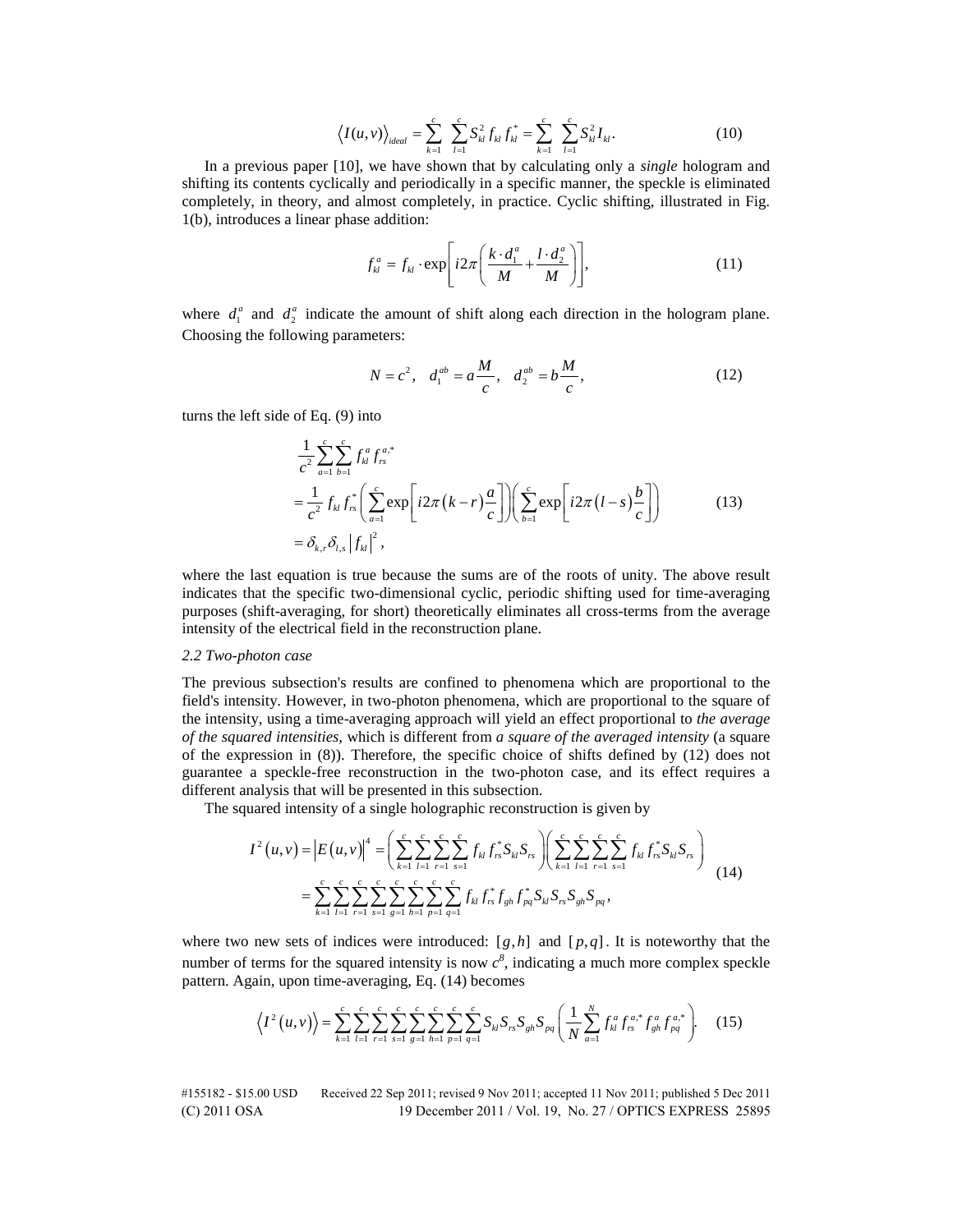$$\langle I(u,v)\rangle_{ideal} = \sum_{k=1}^{c} \sum_{l=1}^{c} S_{kl}^2 f_{kl} f_{kl}^* = \sum_{k=1}^{c} \sum_{l=1}^{c} S_{kl}^2 I_{kl}. \tag{10}$$

In a previous paper [10], we have shown that by calculating only a *single* hologram and shifting its contents cyclically and periodically in a specific manner, the speckle is eliminated completely, in theory, and almost completely, in practice. Cyclic shifting, illustrated in Fig. 1(b), introduces a linear phase addition:

$$f_{kl}^a = f_{kl} \cdot \exp\left[ i2\pi \left( \frac{k \cdot d_1^a}{M} + \frac{l \cdot d_2^a}{M} \right) \right], \tag{11}$$

where $d_1^a$ and $d_2^a$ indicate the amount of shift along each direction in the hologram plane. Choosing the following parameters:

$$N = c^2, \quad d_1^{ab} = a\frac{M}{c}, \quad d_2^{ab} = b\frac{M}{c}, \tag{12}$$

turns the left side of Eq. (9) into

$$\begin{aligned} &\frac{1}{c^2} \sum_{a=1}^{c} \sum_{b=1}^{c} f_{kl}^a f_{rs}^{a,*} \\ &= \frac{1}{c^2} f_{kl} f_{rs}^* \left( \sum_{a=1}^{c} \exp\left[ i2\pi (k-r) \frac{a}{c} \right] \right) \left( \sum_{b=1}^{c} \exp\left[ i2\pi (l-s) \frac{b}{c} \right] \right) \\ &= \delta_{k,r} \delta_{l,s} \left| f_{kl} \right|^2, \end{aligned} \tag{13}$$

where the last equation is true because the sums are of the roots of unity. The above result indicates that the specific two-dimensional cyclic, periodic shifting used for time-averaging purposes (shift-averaging, for short) theoretically eliminates all cross-terms from the average intensity of the electrical field in the reconstruction plane.

### *2.2 Two-photon case*

The previous subsection's results are confined to phenomena which are proportional to the field's intensity. However, in two-photon phenomena, which are proportional to the square of the intensity, using a time-averaging approach will yield an effect proportional to *the average of the squared intensities*, which is different from *a square of the averaged intensity* (a square of the expression in (8)). Therefore, the specific choice of shifts defined by (12) does not guarantee a speckle-free reconstruction in the two-photon case, and its effect requires a different analysis that will be presented in this subsection.

The squared intensity of a single holographic reconstruction is given by

$$\begin{aligned} I^2(u,v) = \left| E(u,v) \right|^4 &= \left( \sum_{k=1}^{c} \sum_{l=1}^{c} \sum_{r=1}^{c} \sum_{s=1}^{c} f_{kl} f_{rs}^* S_{kl} S_{rs} \right) \left( \sum_{k=1}^{c} \sum_{l=1}^{c} \sum_{r=1}^{c} \sum_{s=1}^{c} f_{kl} f_{rs}^* S_{kl} S_{rs} \right) \\ &= \sum_{k=1}^{c} \sum_{l=1}^{c} \sum_{r=1}^{c} \sum_{s=1}^{c} \sum_{g=1}^{c} \sum_{h=1}^{c} \sum_{p=1}^{c} \sum_{q=1}^{c} f_{kl} f_{rs}^* f_{gh} f_{pq}^* S_{kl} S_{rs} S_{gh} S_{pq}, \end{aligned} \tag{14}$$

where two new sets of indices were introduced: $[g,h]$ and $[p,q]$. It is noteworthy that the number of terms for the squared intensity is now $c^8$, indicating a much more complex speckle pattern. Again, upon time-averaging, Eq. (14) becomes

$$\left\langle I^2(u,v) \right\rangle = \sum_{k=1}^{c} \sum_{l=1}^{c} \sum_{r=1}^{c} \sum_{s=1}^{c} \sum_{g=1}^{c} \sum_{h=1}^{c} \sum_{p=1}^{c} \sum_{q=1}^{c} S_{kl} S_{rs} S_{gh} S_{pq} \left( \frac{1}{N} \sum_{a=1}^{N} f_{kl}^a f_{rs}^{a,*} f_{gh}^a f_{pq}^{a,*} \right). \tag{15}$$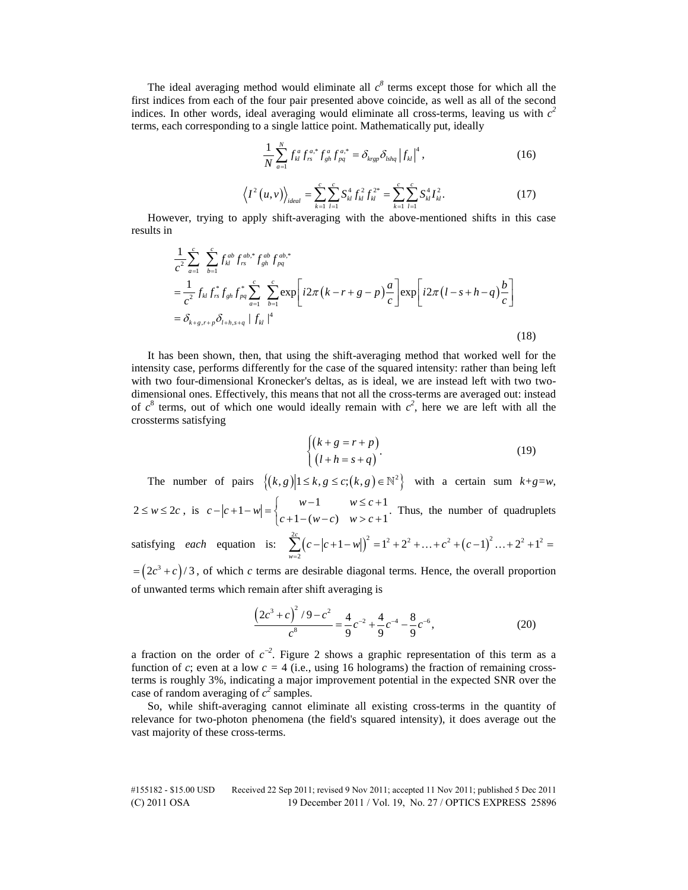The ideal averaging method would eliminate all $c^8$ terms except those for which all the first indices from each of the four pair presented above coincide, as well as all of the second indices. In other words, ideal averaging would eliminate all cross-terms, leaving us with $c^2$ terms, each corresponding to a single lattice point. Mathematically put, ideally

$$\frac{1}{N}\sum_{a=1}^{N} f_{kl}^{a} f_{rs}^{a,*} f_{gh}^{a} f_{pq}^{a,*} = \delta_{krgp}\delta_{lshq}\left|f_{kl}\right|^{4}, \tag{16}$$

$$\left\langle I^{2}(u,v)\right\rangle_{ideal} = \sum_{k=1}^{c}\sum_{l=1}^{c} S_{kl}^{4} f_{kl}^{2} f_{kl}^{2*} = \sum_{k=1}^{c}\sum_{l=1}^{c} S_{kl}^{4} I_{kl}^{2}. \tag{17}$$

However, trying to apply shift-averaging with the above-mentioned shifts in this case results in

$$\begin{aligned}
&\frac{1}{c^2}\sum_{a=1}^{c}\sum_{b=1}^{c} f_{kl}^{ab} f_{rs}^{ab,*} f_{gh}^{ab} f_{pq}^{ab,*} \\
&= \frac{1}{c^2} f_{kl} f_{rs}^{*} f_{gh} f_{pq}^{*}\sum_{a=1}^{c}\sum_{b=1}^{c}\exp\left[i2\pi\left(k-r+g-p\right)\frac{a}{c}\right]\exp\left[i2\pi\left(l-s+h-q\right)\frac{b}{c}\right] \\
&= \delta_{k+g,r+p}\delta_{l+h,s+q}\left| f_{kl}\right|^{4}
\end{aligned} \tag{18}$$

It has been shown, then, that using the shift-averaging method that worked well for the intensity case, performs differently for the case of the squared intensity: rather than being left with two four-dimensional Kronecker's deltas, as is ideal, we are instead left with two two-dimensional ones. Effectively, this means that not all the cross-terms are averaged out: instead of $c^8$ terms, out of which one would ideally remain with $c^2$, here we are left with all the crossterms satisfying

$$\begin{cases}\left(k+g=r+p\right) \\ \left(l+h=s+q\right)\end{cases}. \tag{19}$$

The number of pairs $\left\{(k,g)\middle|1\le k,g\le c;(k,g)\in\mathbb{N}^2\right\}$ with a certain sum $k+g=w$, $2\le w\le 2c$, is $c-\left|c+1-w\right| = \begin{cases} w-1 & w\le c+1 \\ c+1-(w-c) & w>c+1\end{cases}$. Thus, the number of quadruplets satisfying *each* equation is: $\sum_{w=2}^{2c}\left(c-\left|c+1-w\right|\right)^2 = 1^2+2^2+\ldots+c^2+\left(c-1\right)^2\ldots+2^2+1^2 =$ $=\left(2c^3+c\right)/3$, of which $c$ terms are desirable diagonal terms. Hence, the overall proportion of unwanted terms which remain after shift averaging is

$$\frac{\left(2c^3+c\right)^2/9-c^2}{c^8} = \frac{4}{9}c^{-2}+\frac{4}{9}c^{-4}-\frac{8}{9}c^{-6}, \tag{20}$$

a fraction on the order of $c^{-2}$. Figure 2 shows a graphic representation of this term as a function of $c$; even at a low $c = 4$ (i.e., using 16 holograms) the fraction of remaining cross-terms is roughly 3%, indicating a major improvement potential in the expected SNR over the case of random averaging of $c^2$ samples.

So, while shift-averaging cannot eliminate all existing cross-terms in the quantity of relevance for two-photon phenomena (the field's squared intensity), it does average out the vast majority of these cross-terms.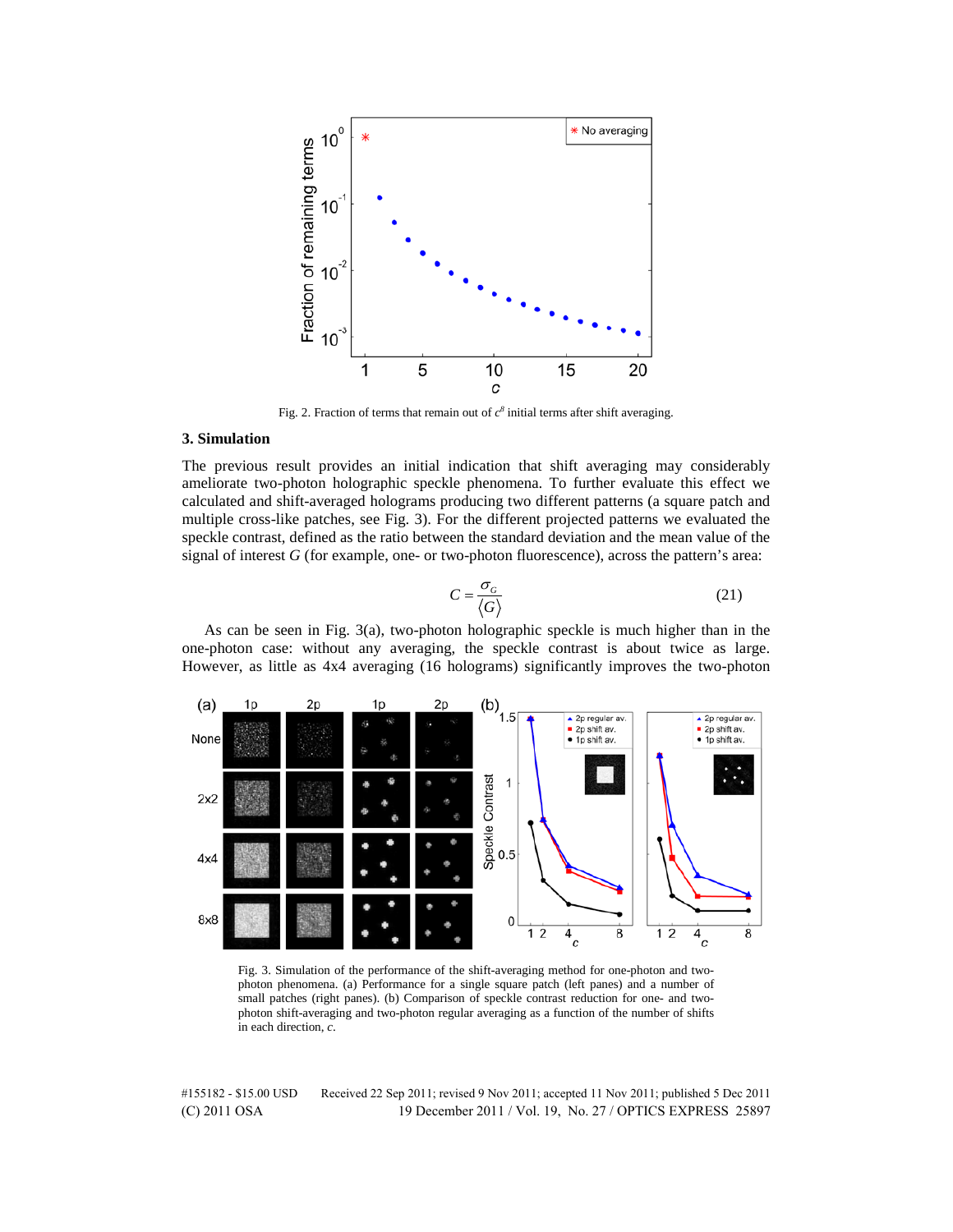Fig. 2. Fraction of terms that remain out of $c^8$ initial terms after shift averaging.

## 3. Simulation

The previous result provides an initial indication that shift averaging may considerably ameliorate two-photon holographic speckle phenomena. To further evaluate this effect we calculated and shift-averaged holograms producing two different patterns (a square patch and multiple cross-like patches, see Fig. 3). For the different projected patterns we evaluated the speckle contrast, defined as the ratio between the standard deviation and the mean value of the signal of interest $G$ (for example, one- or two-photon fluorescence), across the pattern's area:

$$C = \frac{\sigma_G}{\langle G \rangle} \tag{21}$$

As can be seen in Fig. 3(a), two-photon holographic speckle is much higher than in the one-photon case: without any averaging, the speckle contrast is about twice as large. However, as little as 4x4 averaging (16 holograms) significantly improves the two-photon

Fig. 3. Simulation of the performance of the shift-averaging method for one-photon and two-photon phenomena. (a) Performance for a single square patch (left panes) and a number of small patches (right panes). (b) Comparison of speckle contrast reduction for one- and two-photon shift-averaging and two-photon regular averaging as a function of the number of shifts in each direction, $c$.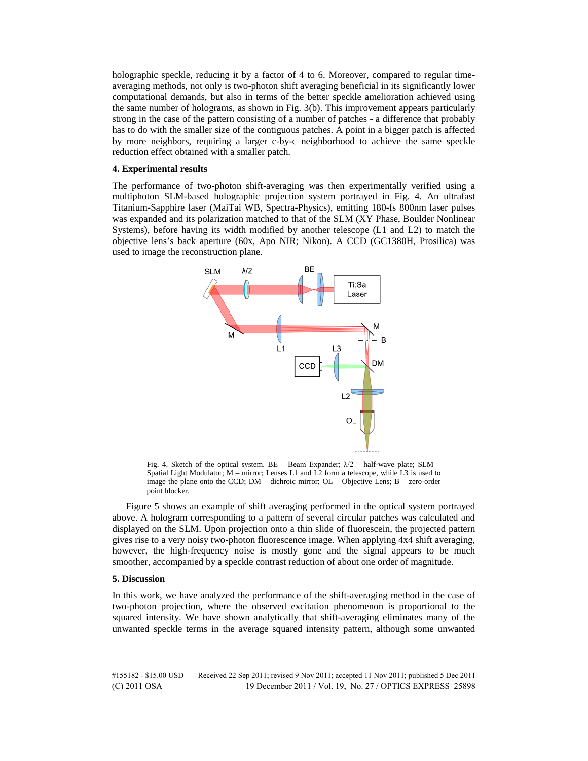holographic speckle, reducing it by a factor of 4 to 6. Moreover, compared to regular time-averaging methods, not only is two-photon shift averaging beneficial in its significantly lower computational demands, but also in terms of the better speckle amelioration achieved using the same number of holograms, as shown in Fig. 3(b). This improvement appears particularly strong in the case of the pattern consisting of a number of patches - a difference that probably has to do with the smaller size of the contiguous patches. A point in a bigger patch is affected by more neighbors, requiring a larger c-by-c neighborhood to achieve the same speckle reduction effect obtained with a smaller patch.

## 4. Experimental results

The performance of two-photon shift-averaging was then experimentally verified using a multiphoton SLM-based holographic projection system portrayed in Fig. 4. An ultrafast Titanium-Sapphire laser (MaiTai WB, Spectra-Physics), emitting 180-fs 800nm laser pulses was expanded and its polarization matched to that of the SLM (XY Phase, Boulder Nonlinear Systems), before having its width modified by another telescope (L1 and L2) to match the objective lens's back aperture (60x, Apo NIR; Nikon). A CCD (GC1380H, Prosilica) was used to image the reconstruction plane.

Fig. 4. Sketch of the optical system. BE – Beam Expander; $\lambda/2$ – half-wave plate; SLM – Spatial Light Modulator; M – mirror; Lenses L1 and L2 form a telescope, while L3 is used to image the plane onto the CCD; DM – dichroic mirror; OL – Objective Lens; B – zero-order point blocker.

Figure 5 shows an example of shift averaging performed in the optical system portrayed above. A hologram corresponding to a pattern of several circular patches was calculated and displayed on the SLM. Upon projection onto a thin slide of fluorescein, the projected pattern gives rise to a very noisy two-photon fluorescence image. When applying 4x4 shift averaging, however, the high-frequency noise is mostly gone and the signal appears to be much smoother, accompanied by a speckle contrast reduction of about one order of magnitude.

## 5. Discussion

In this work, we have analyzed the performance of the shift-averaging method in the case of two-photon projection, where the observed excitation phenomenon is proportional to the squared intensity. We have shown analytically that shift-averaging eliminates many of the unwanted speckle terms in the average squared intensity pattern, although some unwanted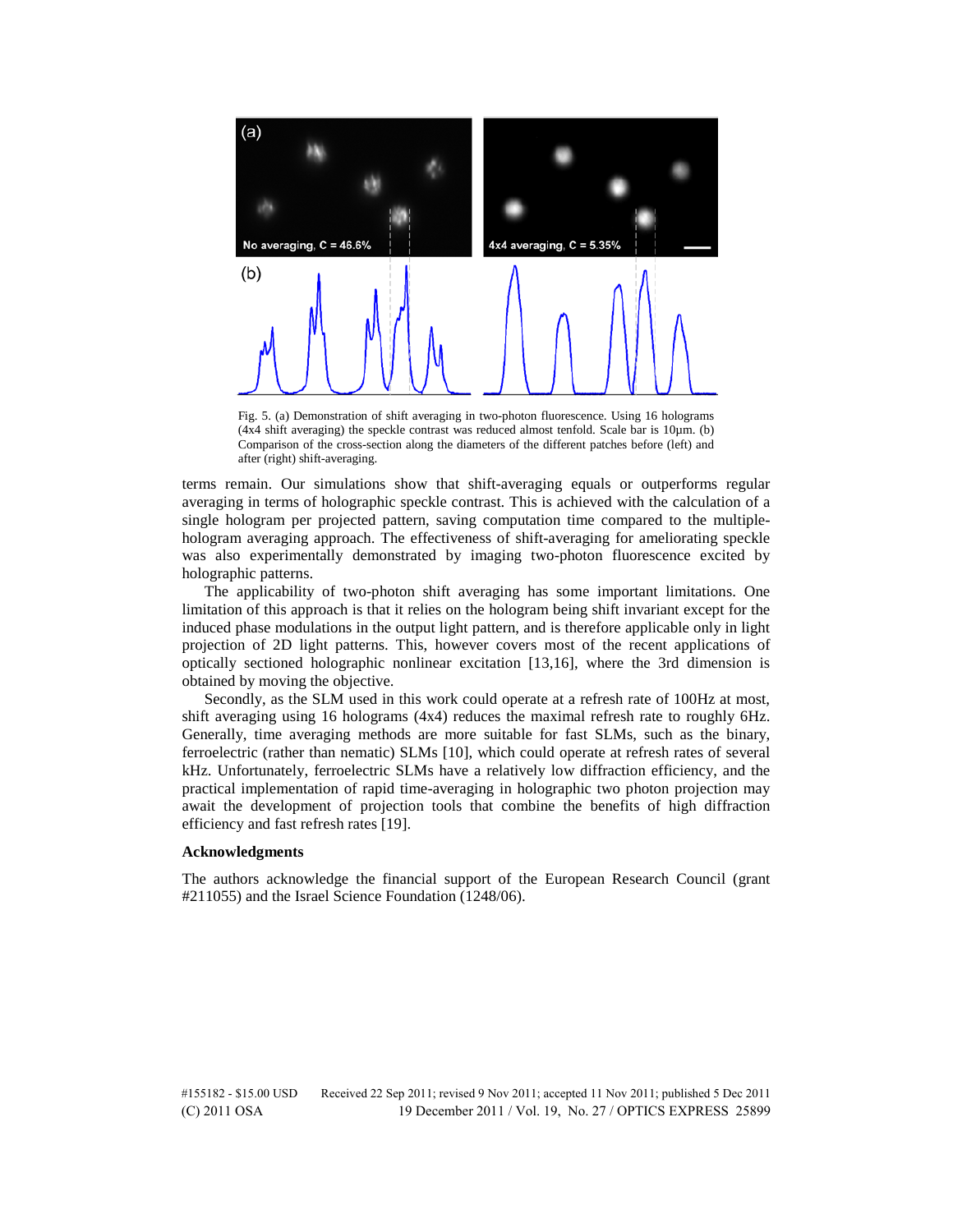(a)

No averaging, C = 46.6%

4x4 averaging, C = 5.35%

(b)

Fig. 5. (a) Demonstration of shift averaging in two-photon fluorescence. Using 16 holograms (4x4 shift averaging) the speckle contrast was reduced almost tenfold. Scale bar is 10µm. (b) Comparison of the cross-section along the diameters of the different patches before (left) and after (right) shift-averaging.

terms remain. Our simulations show that shift-averaging equals or outperforms regular averaging in terms of holographic speckle contrast. This is achieved with the calculation of a single hologram per projected pattern, saving computation time compared to the multiple-hologram averaging approach. The effectiveness of shift-averaging for ameliorating speckle was also experimentally demonstrated by imaging two-photon fluorescence excited by holographic patterns.

The applicability of two-photon shift averaging has some important limitations. One limitation of this approach is that it relies on the hologram being shift invariant except for the induced phase modulations in the output light pattern, and is therefore applicable only in light projection of 2D light patterns. This, however covers most of the recent applications of optically sectioned holographic nonlinear excitation [13,16], where the 3rd dimension is obtained by moving the objective.

Secondly, as the SLM used in this work could operate at a refresh rate of 100Hz at most, shift averaging using 16 holograms (4x4) reduces the maximal refresh rate to roughly 6Hz. Generally, time averaging methods are more suitable for fast SLMs, such as the binary, ferroelectric (rather than nematic) SLMs [10], which could operate at refresh rates of several kHz. Unfortunately, ferroelectric SLMs have a relatively low diffraction efficiency, and the practical implementation of rapid time-averaging in holographic two photon projection may await the development of projection tools that combine the benefits of high diffraction efficiency and fast refresh rates [19].

### Acknowledgments

The authors acknowledge the financial support of the European Research Council (grant #211055) and the Israel Science Foundation (1248/06).

#155182 - $15.00 USD Received 22 Sep 2011; revised 9 Nov 2011; accepted 11 Nov 2011; published 5 Dec 2011
(C) 2011 OSA